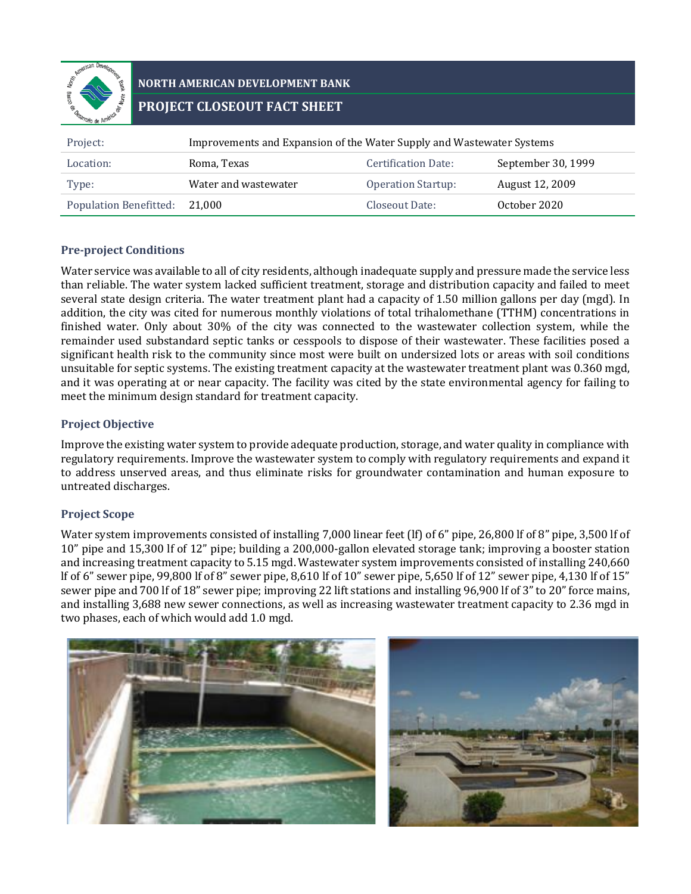# NORTH AMERICAN DEVELOPMENT BANK

## PROJECT CLOSEOUT FACT SHEET

| Project: | Improvements and Expansion of the Water Supply and Wastewater Systems | | |
|---|---|---|---|
| Location: | Roma, Texas | Certification Date: | September 30, 1999 |
| Type: | Water and wastewater | Operation Startup: | August 12, 2009 |
| Population Benefitted: | 21,000 | Closeout Date: | October 2020 |

### Pre-project Conditions

Water service was available to all of city residents, although inadequate supply and pressure made the service less than reliable. The water system lacked sufficient treatment, storage and distribution capacity and failed to meet several state design criteria. The water treatment plant had a capacity of 1.50 million gallons per day (mgd). In addition, the city was cited for numerous monthly violations of total trihalomethane (TTHM) concentrations in finished water. Only about 30% of the city was connected to the wastewater collection system, while the remainder used substandard septic tanks or cesspools to dispose of their wastewater. These facilities posed a significant health risk to the community since most were built on undersized lots or areas with soil conditions unsuitable for septic systems. The existing treatment capacity at the wastewater treatment plant was 0.360 mgd, and it was operating at or near capacity. The facility was cited by the state environmental agency for failing to meet the minimum design standard for treatment capacity.

### Project Objective

Improve the existing water system to provide adequate production, storage, and water quality in compliance with regulatory requirements. Improve the wastewater system to comply with regulatory requirements and expand it to address unserved areas, and thus eliminate risks for groundwater contamination and human exposure to untreated discharges.

### Project Scope

Water system improvements consisted of installing 7,000 linear feet (lf) of 6" pipe, 26,800 lf of 8" pipe, 3,500 lf of 10" pipe and 15,300 lf of 12" pipe; building a 200,000-gallon elevated storage tank; improving a booster station and increasing treatment capacity to 5.15 mgd. Wastewater system improvements consisted of installing 240,660 lf of 6" sewer pipe, 99,800 lf of 8" sewer pipe, 8,610 lf of 10" sewer pipe, 5,650 lf of 12" sewer pipe, 4,130 lf of 15" sewer pipe and 700 lf of 18" sewer pipe; improving 22 lift stations and installing 96,900 lf of 3" to 20" force mains, and installing 3,688 new sewer connections, as well as increasing wastewater treatment capacity to 2.36 mgd in two phases, each of which would add 1.0 mgd.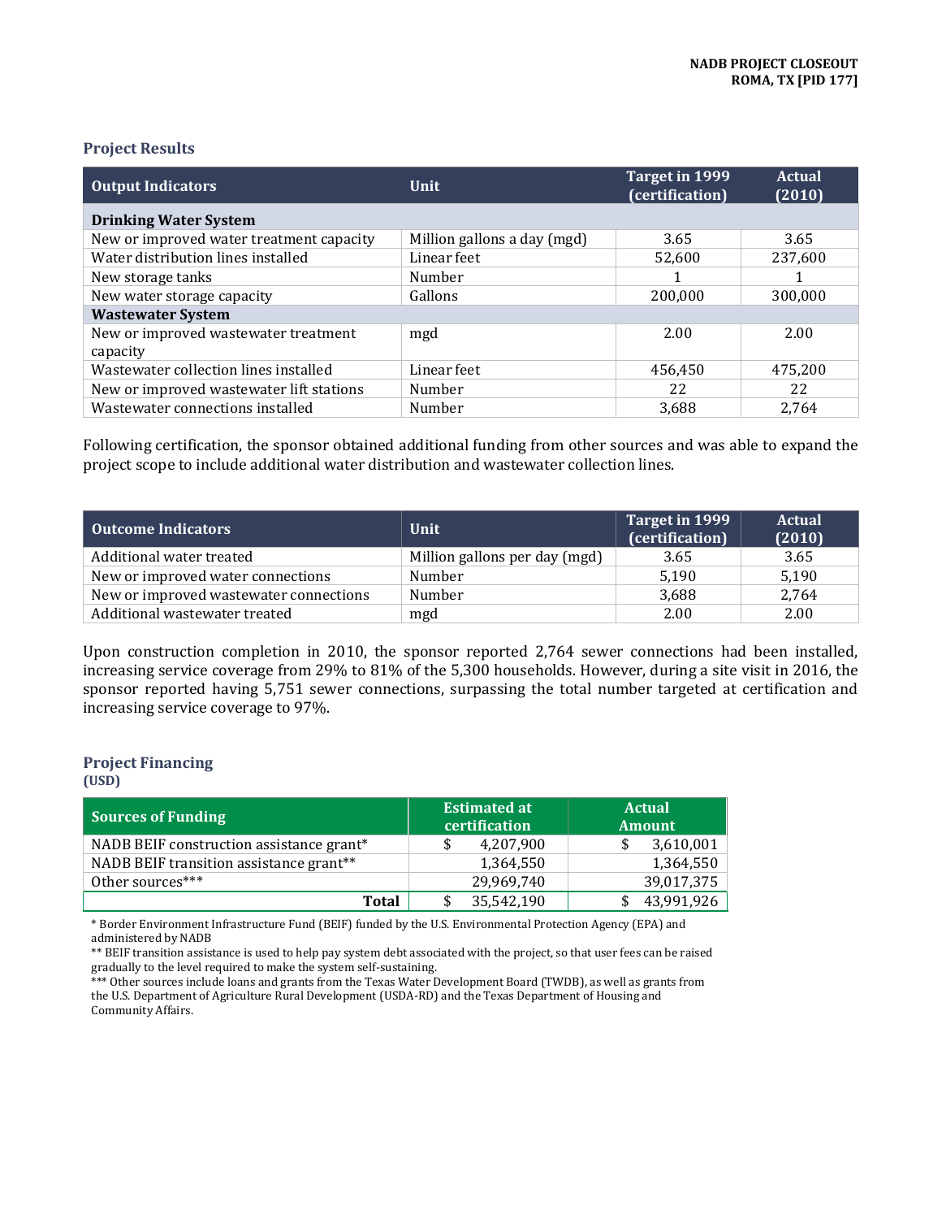## Project Results

| Output Indicators | Unit | Target in 1999 (certification) | Actual (2010) |
|---|---|---|---|
| **Drinking Water System** | | | |
| New or improved water treatment capacity | Million gallons a day (mgd) | 3.65 | 3.65 |
| Water distribution lines installed | Linear feet | 52,600 | 237,600 |
| New storage tanks | Number | 1 | 1 |
| New water storage capacity | Gallons | 200,000 | 300,000 |
| **Wastewater System** | | | |
| New or improved wastewater treatment capacity | mgd | 2.00 | 2.00 |
| Wastewater collection lines installed | Linear feet | 456,450 | 475,200 |
| New or improved wastewater lift stations | Number | 22 | 22 |
| Wastewater connections installed | Number | 3,688 | 2,764 |

Following certification, the sponsor obtained additional funding from other sources and was able to expand the project scope to include additional water distribution and wastewater collection lines.

| Outcome Indicators | Unit | Target in 1999 (certification) | Actual (2010) |
|---|---|---|---|
| Additional water treated | Million gallons per day (mgd) | 3.65 | 3.65 |
| New or improved water connections | Number | 5,190 | 5,190 |
| New or improved wastewater connections | Number | 3,688 | 2,764 |
| Additional wastewater treated | mgd | 2.00 | 2.00 |

Upon construction completion in 2010, the sponsor reported 2,764 sewer connections had been installed, increasing service coverage from 29% to 81% of the 5,300 households. However, during a site visit in 2016, the sponsor reported having 5,751 sewer connections, surpassing the total number targeted at certification and increasing service coverage to 97%.

## Project Financing
**(USD)**

| Sources of Funding | Estimated at certification | Actual Amount |
|---|---|---|
| NADB BEIF construction assistance grant* | $ 4,207,900 | $ 3,610,001 |
| NADB BEIF transition assistance grant** | 1,364,550 | 1,364,550 |
| Other sources*** | 29,969,740 | 39,017,375 |
| **Total** | $ 35,542,190 | $ 43,991,926 |

* Border Environment Infrastructure Fund (BEIF) funded by the U.S. Environmental Protection Agency (EPA) and administered by NADB

** BEIF transition assistance is used to help pay system debt associated with the project, so that user fees can be raised gradually to the level required to make the system self-sustaining.

*** Other sources include loans and grants from the Texas Water Development Board (TWDB), as well as grants from the U.S. Department of Agriculture Rural Development (USDA-RD) and the Texas Department of Housing and Community Affairs.